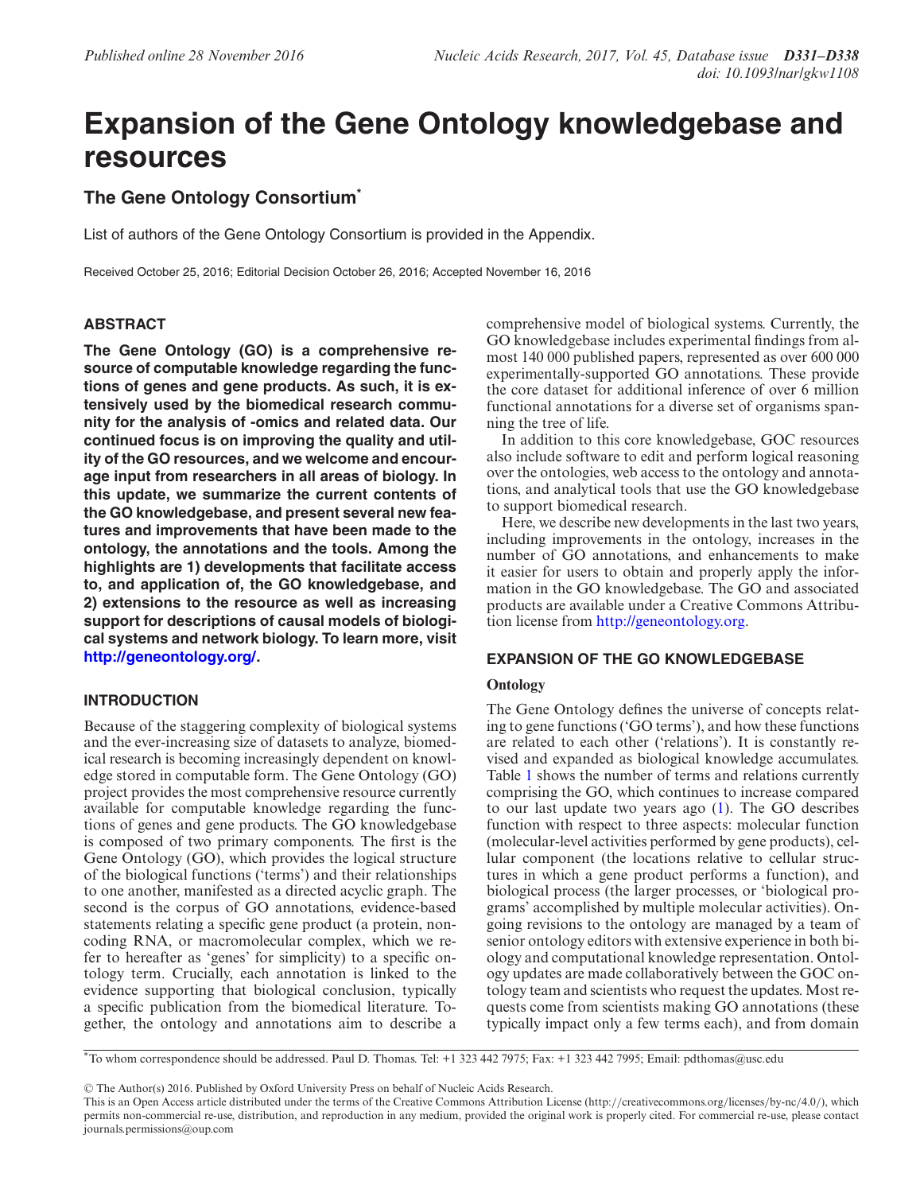# Expansion of the Gene Ontology knowledgebase and resources

## The Gene Ontology Consortium*

List of authors of the Gene Ontology Consortium is provided in the Appendix.

Received October 25, 2016; Editorial Decision October 26, 2016; Accepted November 16, 2016

## ABSTRACT

**The Gene Ontology (GO) is a comprehensive resource of computable knowledge regarding the functions of genes and gene products. As such, it is extensively used by the biomedical research community for the analysis of -omics and related data. Our continued focus is on improving the quality and utility of the GO resources, and we welcome and encourage input from researchers in all areas of biology. In this update, we summarize the current contents of the GO knowledgebase, and present several new features and improvements that have been made to the ontology, the annotations and the tools. Among the highlights are 1) developments that facilitate access to, and application of, the GO knowledgebase, and 2) extensions to the resource as well as increasing support for descriptions of causal models of biological systems and network biology. To learn more, visit http://geneontology.org/.**

## INTRODUCTION

Because of the staggering complexity of biological systems and the ever-increasing size of datasets to analyze, biomedical research is becoming increasingly dependent on knowledge stored in computable form. The Gene Ontology (GO) project provides the most comprehensive resource currently available for computable knowledge regarding the functions of genes and gene products. The GO knowledgebase is composed of two primary components. The first is the Gene Ontology (GO), which provides the logical structure of the biological functions ('terms') and their relationships to one another, manifested as a directed acyclic graph. The second is the corpus of GO annotations, evidence-based statements relating a specific gene product (a protein, non-coding RNA, or macromolecular complex, which we refer to hereafter as 'genes' for simplicity) to a specific ontology term. Crucially, each annotation is linked to the evidence supporting that biological conclusion, typically a specific publication from the biomedical literature. Together, the ontology and annotations aim to describe a comprehensive model of biological systems. Currently, the GO knowledgebase includes experimental findings from almost 140 000 published papers, represented as over 600 000 experimentally-supported GO annotations. These provide the core dataset for additional inference of over 6 million functional annotations for a diverse set of organisms spanning the tree of life.

In addition to this core knowledgebase, GOC resources also include software to edit and perform logical reasoning over the ontologies, web access to the ontology and annotations, and analytical tools that use the GO knowledgebase to support biomedical research.

Here, we describe new developments in the last two years, including improvements in the ontology, increases in the number of GO annotations, and enhancements to make it easier for users to obtain and properly apply the information in the GO knowledgebase. The GO and associated products are available under a Creative Commons Attribution license from http://geneontology.org.

## EXPANSION OF THE GO KNOWLEDGEBASE

### Ontology

The Gene Ontology defines the universe of concepts relating to gene functions ('GO terms'), and how these functions are related to each other ('relations'). It is constantly revised and expanded as biological knowledge accumulates. Table 1 shows the number of terms and relations currently comprising the GO, which continues to increase compared to our last update two years ago (1). The GO describes function with respect to three aspects: molecular function (molecular-level activities performed by gene products), cellular component (the locations relative to cellular structures in which a gene product performs a function), and biological process (the larger processes, or 'biological programs' accomplished by multiple molecular activities). Ongoing revisions to the ontology are managed by a team of senior ontology editors with extensive experience in both biology and computational knowledge representation. Ontology updates are made collaboratively between the GOC ontology team and scientists who request the updates. Most requests come from scientists making GO annotations (these typically impact only a few terms each), and from domain

*To whom correspondence should be addressed. Paul D. Thomas. Tel: +1 323 442 7975; Fax: +1 323 442 7995; Email: pdthomas@usc.edu

© The Author(s) 2016. Published by Oxford University Press on behalf of Nucleic Acids Research.
This is an Open Access article distributed under the terms of the Creative Commons Attribution License (http://creativecommons.org/licenses/by-nc/4.0/), which permits non-commercial re-use, distribution, and reproduction in any medium, provided the original work is properly cited. For commercial re-use, please contact journals.permissions@oup.com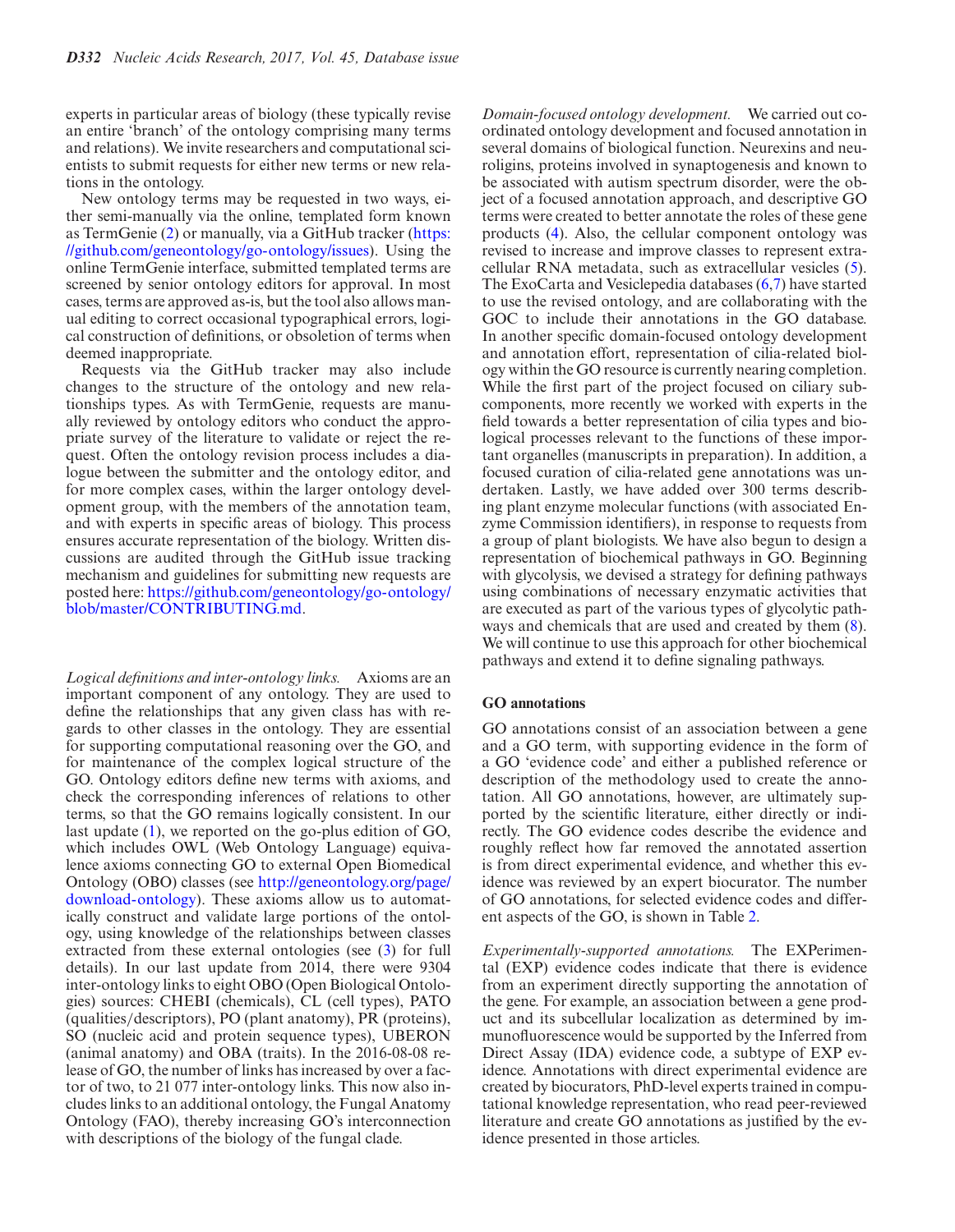experts in particular areas of biology (these typically revise an entire 'branch' of the ontology comprising many terms and relations). We invite researchers and computational scientists to submit requests for either new terms or new relations in the ontology.

New ontology terms may be requested in two ways, either semi-manually via the online, templated form known as TermGenie (2) or manually, via a GitHub tracker (https://github.com/geneontology/go-ontology/issues). Using the online TermGenie interface, submitted templated terms are screened by senior ontology editors for approval. In most cases, terms are approved as-is, but the tool also allows manual editing to correct occasional typographical errors, logical construction of definitions, or obsoletion of terms when deemed inappropriate.

Requests via the GitHub tracker may also include changes to the structure of the ontology and new relationships types. As with TermGenie, requests are manually reviewed by ontology editors who conduct the appropriate survey of the literature to validate or reject the request. Often the ontology revision process includes a dialogue between the submitter and the ontology editor, and for more complex cases, within the larger ontology development group, with the members of the annotation team, and with experts in specific areas of biology. This process ensures accurate representation of the biology. Written discussions are audited through the GitHub issue tracking mechanism and guidelines for submitting new requests are posted here: https://github.com/geneontology/go-ontology/blob/master/CONTRIBUTING.md.

*Logical definitions and inter-ontology links.* Axioms are an important component of any ontology. They are used to define the relationships that any given class has with regards to other classes in the ontology. They are essential for supporting computational reasoning over the GO, and for maintenance of the complex logical structure of the GO. Ontology editors define new terms with axioms, and check the corresponding inferences of relations to other terms, so that the GO remains logically consistent. In our last update (1), we reported on the go-plus edition of GO, which includes OWL (Web Ontology Language) equivalence axioms connecting GO to external Open Biomedical Ontology (OBO) classes (see http://geneontology.org/page/download-ontology). These axioms allow us to automatically construct and validate large portions of the ontology, using knowledge of the relationships between classes extracted from these external ontologies (see (3) for full details). In our last update from 2014, there were 9304 inter-ontology links to eight OBO (Open Biological Ontologies) sources: CHEBI (chemicals), CL (cell types), PATO (qualities/descriptors), PO (plant anatomy), PR (proteins), SO (nucleic acid and protein sequence types), UBERON (animal anatomy) and OBA (traits). In the 2016-08-08 release of GO, the number of links has increased by over a factor of two, to 21 077 inter-ontology links. This now also includes links to an additional ontology, the Fungal Anatomy Ontology (FAO), thereby increasing GO's interconnection with descriptions of the biology of the fungal clade.

*Domain-focused ontology development.* We carried out coordinated ontology development and focused annotation in several domains of biological function. Neurexins and neuroligins, proteins involved in synaptogenesis and known to be associated with autism spectrum disorder, were the object of a focused annotation approach, and descriptive GO terms were created to better annotate the roles of these gene products (4). Also, the cellular component ontology was revised to increase and improve classes to represent extracellular RNA metadata, such as extracellular vesicles (5). The ExoCarta and Vesiclepedia databases (6,7) have started to use the revised ontology, and are collaborating with the GOC to include their annotations in the GO database. In another specific domain-focused ontology development and annotation effort, representation of cilia-related biology within the GO resource is currently nearing completion. While the first part of the project focused on ciliary subcomponents, more recently we worked with experts in the field towards a better representation of cilia types and biological processes relevant to the functions of these important organelles (manuscripts in preparation). In addition, a focused curation of cilia-related gene annotations was undertaken. Lastly, we have added over 300 terms describing plant enzyme molecular functions (with associated Enzyme Commission identifiers), in response to requests from a group of plant biologists. We have also begun to design a representation of biochemical pathways in GO. Beginning with glycolysis, we devised a strategy for defining pathways using combinations of necessary enzymatic activities that are executed as part of the various types of glycolytic pathways and chemicals that are used and created by them (8). We will continue to use this approach for other biochemical pathways and extend it to define signaling pathways.

## GO annotations

GO annotations consist of an association between a gene and a GO term, with supporting evidence in the form of a GO 'evidence code' and either a published reference or description of the methodology used to create the annotation. All GO annotations, however, are ultimately supported by the scientific literature, either directly or indirectly. The GO evidence codes describe the evidence and roughly reflect how far removed the annotated assertion is from direct experimental evidence, and whether this evidence was reviewed by an expert biocurator. The number of GO annotations, for selected evidence codes and different aspects of the GO, is shown in Table 2.

*Experimentally-supported annotations.* The EXPerimental (EXP) evidence codes indicate that there is evidence from an experiment directly supporting the annotation of the gene. For example, an association between a gene product and its subcellular localization as determined by immunofluorescence would be supported by the Inferred from Direct Assay (IDA) evidence code, a subtype of EXP evidence. Annotations with direct experimental evidence are created by biocurators, PhD-level experts trained in computational knowledge representation, who read peer-reviewed literature and create GO annotations as justified by the evidence presented in those articles.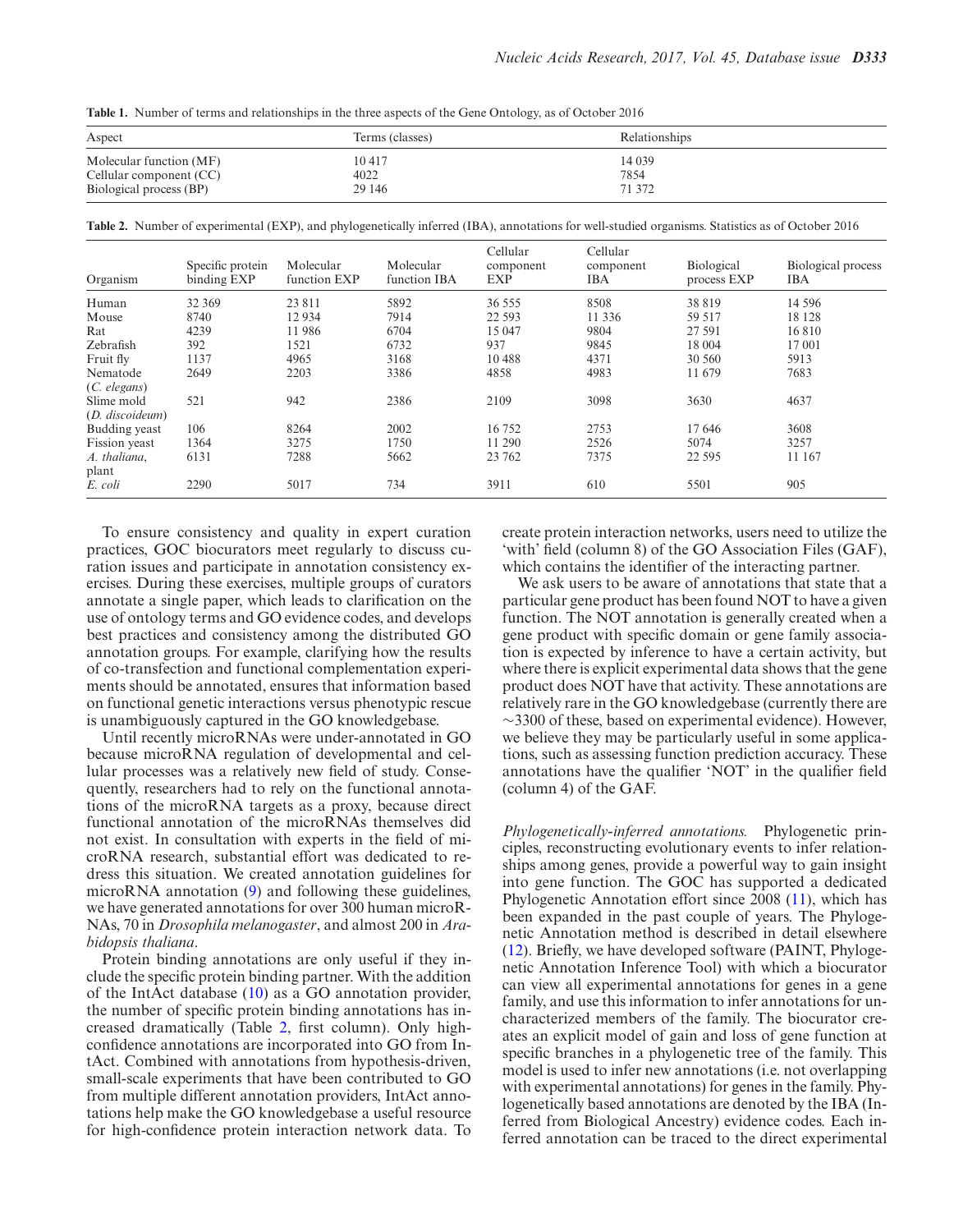**Table 1.** Number of terms and relationships in the three aspects of the Gene Ontology, as of October 2016

| Aspect | Terms (classes) | Relationships |
|---|---|---|
| Molecular function (MF) | 10 417 | 14 039 |
| Cellular component (CC) | 4022 | 7854 |
| Biological process (BP) | 29 146 | 71 372 |

**Table 2.** Number of experimental (EXP), and phylogenetically inferred (IBA), annotations for well-studied organisms. Statistics as of October 2016

| Organism | Specific protein binding EXP | Molecular function EXP | Molecular function IBA | Cellular component EXP | Cellular component IBA | Biological process EXP | Biological process IBA |
|---|---|---|---|---|---|---|---|
| Human | 32 369 | 23 811 | 5892 | 36 555 | 8508 | 38 819 | 14 596 |
| Mouse | 8740 | 12 934 | 7914 | 22 593 | 11 336 | 59 517 | 18 128 |
| Rat | 4239 | 11 986 | 6704 | 15 047 | 9804 | 27 591 | 16 810 |
| Zebrafish | 392 | 1521 | 6732 | 937 | 9845 | 18 004 | 17 001 |
| Fruit fly | 1137 | 4965 | 3168 | 10 488 | 4371 | 30 560 | 5913 |
| Nematode (*C. elegans*) | 2649 | 2203 | 3386 | 4858 | 4983 | 11 679 | 7683 |
| Slime mold (*D. discoideum*) | 521 | 942 | 2386 | 2109 | 3098 | 3630 | 4637 |
| Budding yeast | 106 | 8264 | 2002 | 16 752 | 2753 | 17 646 | 3608 |
| Fission yeast | 1364 | 3275 | 1750 | 11 290 | 2526 | 5074 | 3257 |
| *A. thaliana*, plant | 6131 | 7288 | 5662 | 23 762 | 7375 | 22 595 | 11 167 |
| *E. coli* | 2290 | 5017 | 734 | 3911 | 610 | 5501 | 905 |

To ensure consistency and quality in expert curation practices, GOC biocurators meet regularly to discuss curation issues and participate in annotation consistency exercises. During these exercises, multiple groups of curators annotate a single paper, which leads to clarification on the use of ontology terms and GO evidence codes, and develops best practices and consistency among the distributed GO annotation groups. For example, clarifying how the results of co-transfection and functional complementation experiments should be annotated, ensures that information based on functional genetic interactions versus phenotypic rescue is unambiguously captured in the GO knowledgebase.

Until recently microRNAs were under-annotated in GO because microRNA regulation of developmental and cellular processes was a relatively new field of study. Consequently, researchers had to rely on the functional annotations of the microRNA targets as a proxy, because direct functional annotation of the microRNAs themselves did not exist. In consultation with experts in the field of microRNA research, substantial effort was dedicated to redress this situation. We created annotation guidelines for microRNA annotation (9) and following these guidelines, we have generated annotations for over 300 human microRNAs, 70 in *Drosophila melanogaster*, and almost 200 in *Arabidopsis thaliana*.

Protein binding annotations are only useful if they include the specific protein binding partner. With the addition of the IntAct database (10) as a GO annotation provider, the number of specific protein binding annotations has increased dramatically (Table 2, first column). Only high-confidence annotations are incorporated into GO from IntAct. Combined with annotations from hypothesis-driven, small-scale experiments that have been contributed to GO from multiple different annotation providers, IntAct annotations help make the GO knowledgebase a useful resource for high-confidence protein interaction network data. To create protein interaction networks, users need to utilize the 'with' field (column 8) of the GO Association Files (GAF), which contains the identifier of the interacting partner.

We ask users to be aware of annotations that state that a particular gene product has been found NOT to have a given function. The NOT annotation is generally created when a gene product with specific domain or gene family association is expected by inference to have a certain activity, but where there is explicit experimental data shows that the gene product does NOT have that activity. These annotations are relatively rare in the GO knowledgebase (currently there are ~3300 of these, based on experimental evidence). However, we believe they may be particularly useful in some applications, such as assessing function prediction accuracy. These annotations have the qualifier 'NOT' in the qualifier field (column 4) of the GAF.

*Phylogenetically-inferred annotations.* Phylogenetic principles, reconstructing evolutionary events to infer relationships among genes, provide a powerful way to gain insight into gene function. The GOC has supported a dedicated Phylogenetic Annotation effort since 2008 (11), which has been expanded in the past couple of years. The Phylogenetic Annotation method is described in detail elsewhere (12). Briefly, we have developed software (PAINT, Phylogenetic Annotation Inference Tool) with which a biocurator can view all experimental annotations for genes in a gene family, and use this information to infer annotations for uncharacterized members of the family. The biocurator creates an explicit model of gain and loss of gene function at specific branches in a phylogenetic tree of the family. This model is used to infer new annotations (i.e. not overlapping with experimental annotations) for genes in the family. Phylogenetically based annotations are denoted by the IBA (Inferred from Biological Ancestry) evidence codes. Each inferred annotation can be traced to the direct experimental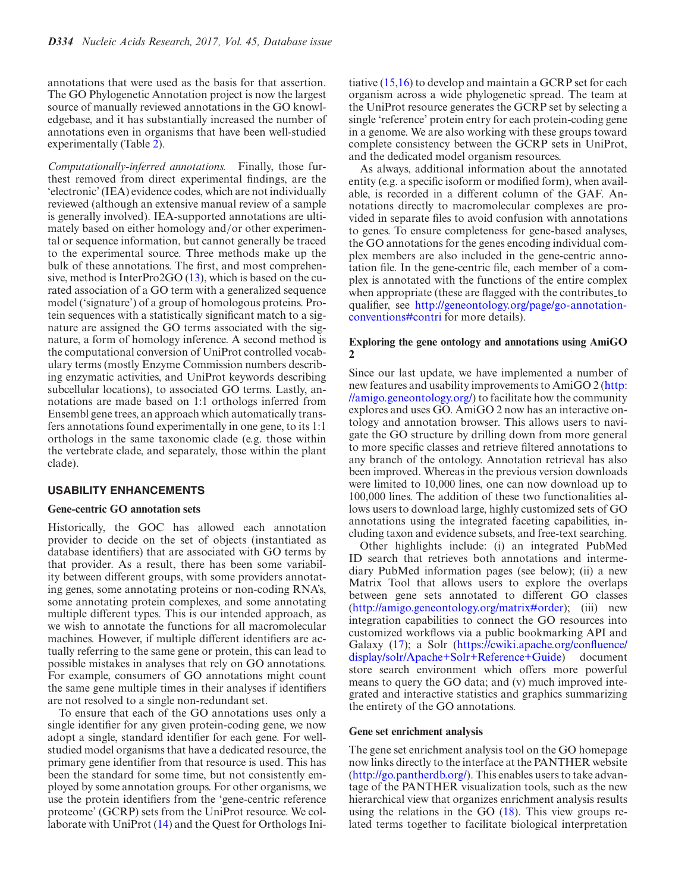annotations that were used as the basis for that assertion. The GO Phylogenetic Annotation project is now the largest source of manually reviewed annotations in the GO knowledgebase, and it has substantially increased the number of annotations even in organisms that have been well-studied experimentally (Table 2).

*Computationally-inferred annotations.* Finally, those furthest removed from direct experimental findings, are the 'electronic' (IEA) evidence codes, which are not individually reviewed (although an extensive manual review of a sample is generally involved). IEA-supported annotations are ultimately based on either homology and/or other experimental or sequence information, but cannot generally be traced to the experimental source. Three methods make up the bulk of these annotations. The first, and most comprehensive, method is InterPro2GO (13), which is based on the curated association of a GO term with a generalized sequence model ('signature') of a group of homologous proteins. Protein sequences with a statistically significant match to a signature are assigned the GO terms associated with the signature, a form of homology inference. A second method is the computational conversion of UniProt controlled vocabulary terms (mostly Enzyme Commission numbers describing enzymatic activities, and UniProt keywords describing subcellular locations), to associated GO terms. Lastly, annotations are made based on 1:1 orthologs inferred from Ensembl gene trees, an approach which automatically transfers annotations found experimentally in one gene, to its 1:1 orthologs in the same taxonomic clade (e.g. those within the vertebrate clade, and separately, those within the plant clade).

## USABILITY ENHANCEMENTS

### Gene-centric GO annotation sets

Historically, the GOC has allowed each annotation provider to decide on the set of objects (instantiated as database identifiers) that are associated with GO terms by that provider. As a result, there has been some variability between different groups, with some providers annotating genes, some annotating proteins or non-coding RNA's, some annotating protein complexes, and some annotating multiple different types. This is our intended approach, as we wish to annotate the functions for all macromolecular machines. However, if multiple different identifiers are actually referring to the same gene or protein, this can lead to possible mistakes in analyses that rely on GO annotations. For example, consumers of GO annotations might count the same gene multiple times in their analyses if identifiers are not resolved to a single non-redundant set.

To ensure that each of the GO annotations uses only a single identifier for any given protein-coding gene, we now adopt a single, standard identifier for each gene. For well-studied model organisms that have a dedicated resource, the primary gene identifier from that resource is used. This has been the standard for some time, but not consistently employed by some annotation groups. For other organisms, we use the protein identifiers from the 'gene-centric reference proteome' (GCRP) sets from the UniProt resource. We collaborate with UniProt (14) and the Quest for Orthologs Initiative (15,16) to develop and maintain a GCRP set for each organism across a wide phylogenetic spread. The team at the UniProt resource generates the GCRP set by selecting a single 'reference' protein entry for each protein-coding gene in a genome. We are also working with these groups toward complete consistency between the GCRP sets in UniProt, and the dedicated model organism resources.

As always, additional information about the annotated entity (e.g. a specific isoform or modified form), when available, is recorded in a different column of the GAF. Annotations directly to macromolecular complexes are provided in separate files to avoid confusion with annotations to genes. To ensure completeness for gene-based analyses, the GO annotations for the genes encoding individual complex members are also included in the gene-centric annotation file. In the gene-centric file, each member of a complex is annotated with the functions of the entire complex when appropriate (these are flagged with the contributes_to qualifier, see http://geneontology.org/page/go-annotation-conventions#contri for more details).

### Exploring the gene ontology and annotations using AmiGO 2

Since our last update, we have implemented a number of new features and usability improvements to AmiGO 2 (http://amigo.geneontology.org/) to facilitate how the community explores and uses GO. AmiGO 2 now has an interactive ontology and annotation browser. This allows users to navigate the GO structure by drilling down from more general to more specific classes and retrieve filtered annotations to any branch of the ontology. Annotation retrieval has also been improved. Whereas in the previous version downloads were limited to 10,000 lines, one can now download up to 100,000 lines. The addition of these two functionalities allows users to download large, highly customized sets of GO annotations using the integrated faceting capabilities, including taxon and evidence subsets, and free-text searching.

Other highlights include: (i) an integrated PubMed ID search that retrieves both annotations and intermediary PubMed information pages (see below); (ii) a new Matrix Tool that allows users to explore the overlaps between gene sets annotated to different GO classes (http://amigo.geneontology.org/matrix#order); (iii) new integration capabilities to connect the GO resources into customized workflows via a public bookmarking API and Galaxy (17); a Solr (https://cwiki.apache.org/confluence/display/solr/Apache+Solr+Reference+Guide) document store search environment which offers more powerful means to query the GO data; and (v) much improved integrated and interactive statistics and graphics summarizing the entirety of the GO annotations.

### Gene set enrichment analysis

The gene set enrichment analysis tool on the GO homepage now links directly to the interface at the PANTHER website (http://go.pantherdb.org/). This enables users to take advantage of the PANTHER visualization tools, such as the new hierarchical view that organizes enrichment analysis results using the relations in the GO (18). This view groups related terms together to facilitate biological interpretation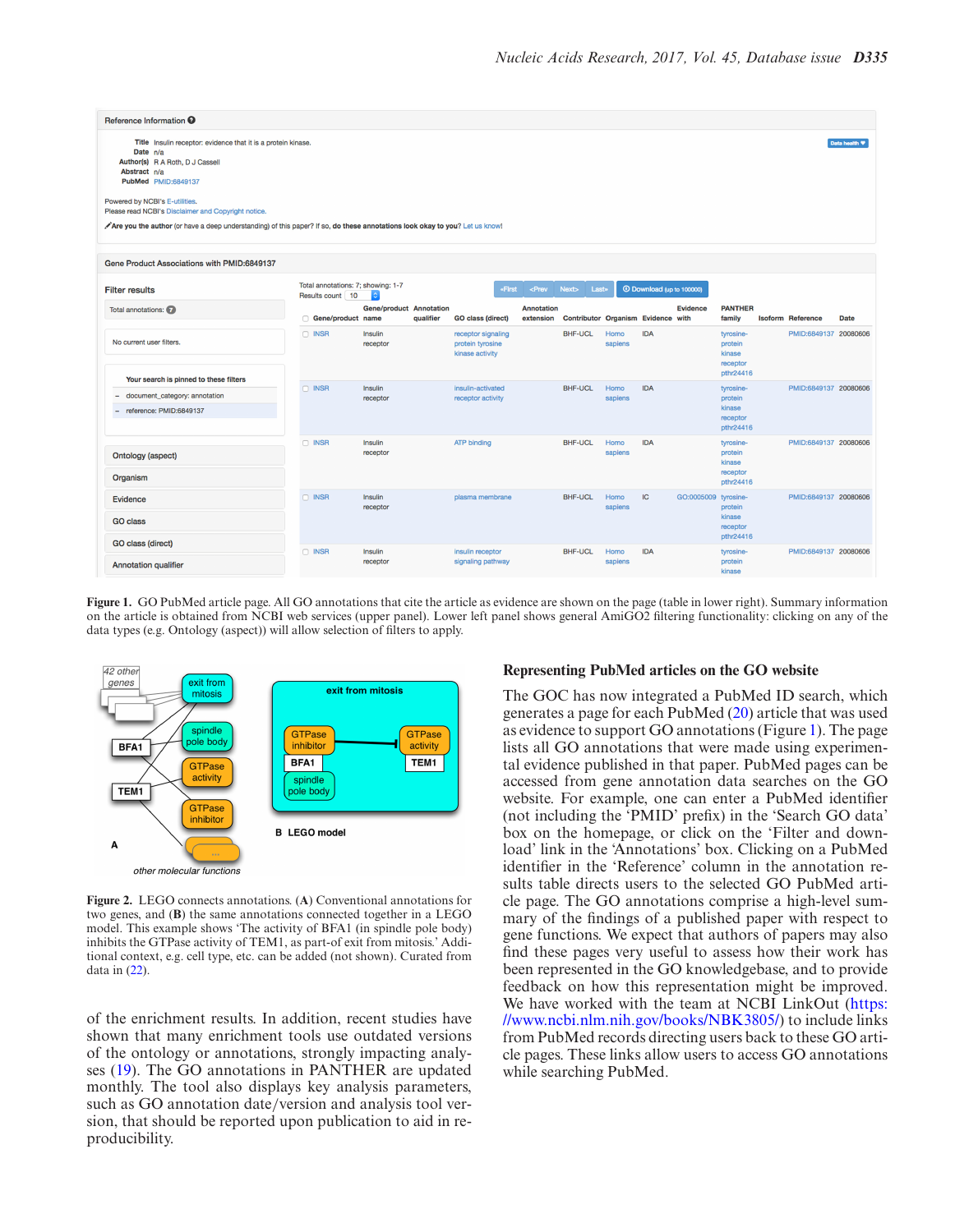**Figure 1.** GO PubMed article page. All GO annotations that cite the article as evidence are shown on the page (table in lower right). Summary information on the article is obtained from NCBI web services (upper panel). Lower left panel shows general AmiGO2 filtering functionality: clicking on any of the data types (e.g. Ontology (aspect)) will allow selection of filters to apply.

**Figure 2.** LEGO connects annotations. (**A**) Conventional annotations for two genes, and (**B**) the same annotations connected together in a LEGO model. This example shows 'The activity of BFA1 (in spindle pole body) inhibits the GTPase activity of TEM1, as part-of exit from mitosis.' Additional context, e.g. cell type, etc. can be added (not shown). Curated from data in (22).

of the enrichment results. In addition, recent studies have shown that many enrichment tools use outdated versions of the ontology or annotations, strongly impacting analyses (19). The GO annotations in PANTHER are updated monthly. The tool also displays key analysis parameters, such as GO annotation date/version and analysis tool version, that should be reported upon publication to aid in reproducibility.

## Representing PubMed articles on the GO website

The GOC has now integrated a PubMed ID search, which generates a page for each PubMed (20) article that was used as evidence to support GO annotations (Figure 1). The page lists all GO annotations that were made using experimental evidence published in that paper. PubMed pages can be accessed from gene annotation data searches on the GO website. For example, one can enter a PubMed identifier (not including the 'PMID' prefix) in the 'Search GO data' box on the homepage, or click on the 'Filter and download' link in the 'Annotations' box. Clicking on a PubMed identifier in the 'Reference' column in the annotation results table directs users to the selected GO PubMed article page. The GO annotations comprise a high-level summary of the findings of a published paper with respect to gene functions. We expect that authors of papers may also find these pages very useful to assess how their work has been represented in the GO knowledgebase, and to provide feedback on how this representation might be improved. We have worked with the team at NCBI LinkOut (https://www.ncbi.nlm.nih.gov/books/NBK3805/) to include links from PubMed records directing users back to these GO article pages. These links allow users to access GO annotations while searching PubMed.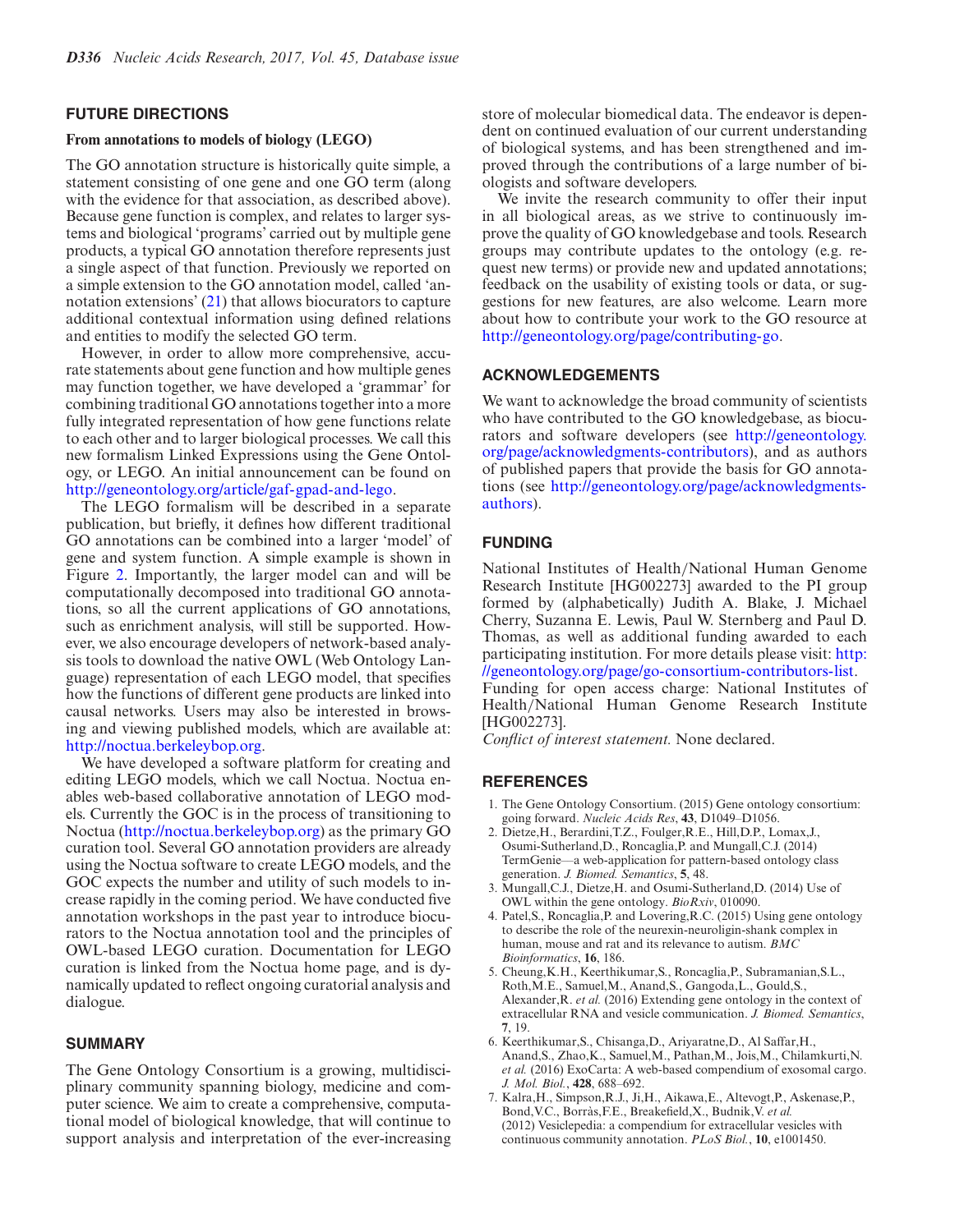## FUTURE DIRECTIONS

### From annotations to models of biology (LEGO)

The GO annotation structure is historically quite simple, a statement consisting of one gene and one GO term (along with the evidence for that association, as described above). Because gene function is complex, and relates to larger systems and biological 'programs' carried out by multiple gene products, a typical GO annotation therefore represents just a single aspect of that function. Previously we reported on a simple extension to the GO annotation model, called 'annotation extensions' (21) that allows biocurators to capture additional contextual information using defined relations and entities to modify the selected GO term.

However, in order to allow more comprehensive, accurate statements about gene function and how multiple genes may function together, we have developed a 'grammar' for combining traditional GO annotations together into a more fully integrated representation of how gene functions relate to each other and to larger biological processes. We call this new formalism Linked Expressions using the Gene Ontology, or LEGO. An initial announcement can be found on http://geneontology.org/article/gaf-gpad-and-lego.

The LEGO formalism will be described in a separate publication, but briefly, it defines how different traditional GO annotations can be combined into a larger 'model' of gene and system function. A simple example is shown in Figure 2. Importantly, the larger model can and will be computationally decomposed into traditional GO annotations, so all the current applications of GO annotations, such as enrichment analysis, will still be supported. However, we also encourage developers of network-based analysis tools to download the native OWL (Web Ontology Language) representation of each LEGO model, that specifies how the functions of different gene products are linked into causal networks. Users may also be interested in browsing and viewing published models, which are available at: http://noctua.berkeleybop.org.

We have developed a software platform for creating and editing LEGO models, which we call Noctua. Noctua enables web-based collaborative annotation of LEGO models. Currently the GOC is in the process of transitioning to Noctua (http://noctua.berkeleybop.org) as the primary GO curation tool. Several GO annotation providers are already using the Noctua software to create LEGO models, and the GOC expects the number and utility of such models to increase rapidly in the coming period. We have conducted five annotation workshops in the past year to introduce biocurators to the Noctua annotation tool and the principles of OWL-based LEGO curation. Documentation for LEGO curation is linked from the Noctua home page, and is dynamically updated to reflect ongoing curatorial analysis and dialogue.

## SUMMARY

The Gene Ontology Consortium is a growing, multidisciplinary community spanning biology, medicine and computer science. We aim to create a comprehensive, computational model of biological knowledge, that will continue to support analysis and interpretation of the ever-increasing store of molecular biomedical data. The endeavor is dependent on continued evaluation of our current understanding of biological systems, and has been strengthened and improved through the contributions of a large number of biologists and software developers.

We invite the research community to offer their input in all biological areas, as we strive to continuously improve the quality of GO knowledgebase and tools. Research groups may contribute updates to the ontology (e.g. request new terms) or provide new and updated annotations; feedback on the usability of existing tools or data, or suggestions for new features, are also welcome. Learn more about how to contribute your work to the GO resource at http://geneontology.org/page/contributing-go.

## ACKNOWLEDGEMENTS

We want to acknowledge the broad community of scientists who have contributed to the GO knowledgebase, as biocurators and software developers (see http://geneontology.org/page/acknowledgments-contributors), and as authors of published papers that provide the basis for GO annotations (see http://geneontology.org/page/acknowledgments-authors).

## FUNDING

National Institutes of Health/National Human Genome Research Institute [HG002273] awarded to the PI group formed by (alphabetically) Judith A. Blake, J. Michael Cherry, Suzanna E. Lewis, Paul W. Sternberg and Paul D. Thomas, as well as additional funding awarded to each participating institution. For more details please visit: http://geneontology.org/page/go-consortium-contributors-list.
Funding for open access charge: National Institutes of Health/National Human Genome Research Institute [HG002273].
*Conflict of interest statement.* None declared.

## REFERENCES

1. The Gene Ontology Consortium. (2015) Gene ontology consortium: going forward. *Nucleic Acids Res*, **43**, D1049–D1056.
2. Dietze,H., Berardini,T.Z., Foulger,R.E., Hill,D.P., Lomax,J., Osumi-Sutherland,D., Roncaglia,P. and Mungall,C.J. (2014) TermGenie—a web-application for pattern-based ontology class generation. *J. Biomed. Semantics*, **5**, 48.
3. Mungall,C.J., Dietze,H. and Osumi-Sutherland,D. (2014) Use of OWL within the gene ontology. *BioRxiv*, 010090.
4. Patel,S., Roncaglia,P. and Lovering,R.C. (2015) Using gene ontology to describe the role of the neurexin-neuroligin-shank complex in human, mouse and rat and its relevance to autism. *BMC Bioinformatics*, **16**, 186.
5. Cheung,K.H., Keerthikumar,S., Roncaglia,P., Subramanian,S.L., Roth,M.E., Samuel,M., Anand,S., Gangoda,L., Gould,S., Alexander,R. *et al.* (2016) Extending gene ontology in the context of extracellular RNA and vesicle communication. *J. Biomed. Semantics*, **7**, 19.
6. Keerthikumar,S., Chisanga,D., Ariyaratne,D., Al Saffar,H., Anand,S., Zhao,K., Samuel,M., Pathan,M., Jois,M., Chilamkurti,N. *et al.* (2016) ExoCarta: A web-based compendium of exosomal cargo. *J. Mol. Biol.*, **428**, 688–692.
7. Kalra,H., Simpson,R.J., Ji,H., Aikawa,E., Altevogt,P., Askenase,P., Bond,V.C., Borràs,F.E., Breakefield,X., Budnik,V. *et al.* (2012) Vesiclepedia: a compendium for extracellular vesicles with continuous community annotation. *PLoS Biol.*, **10**, e1001450.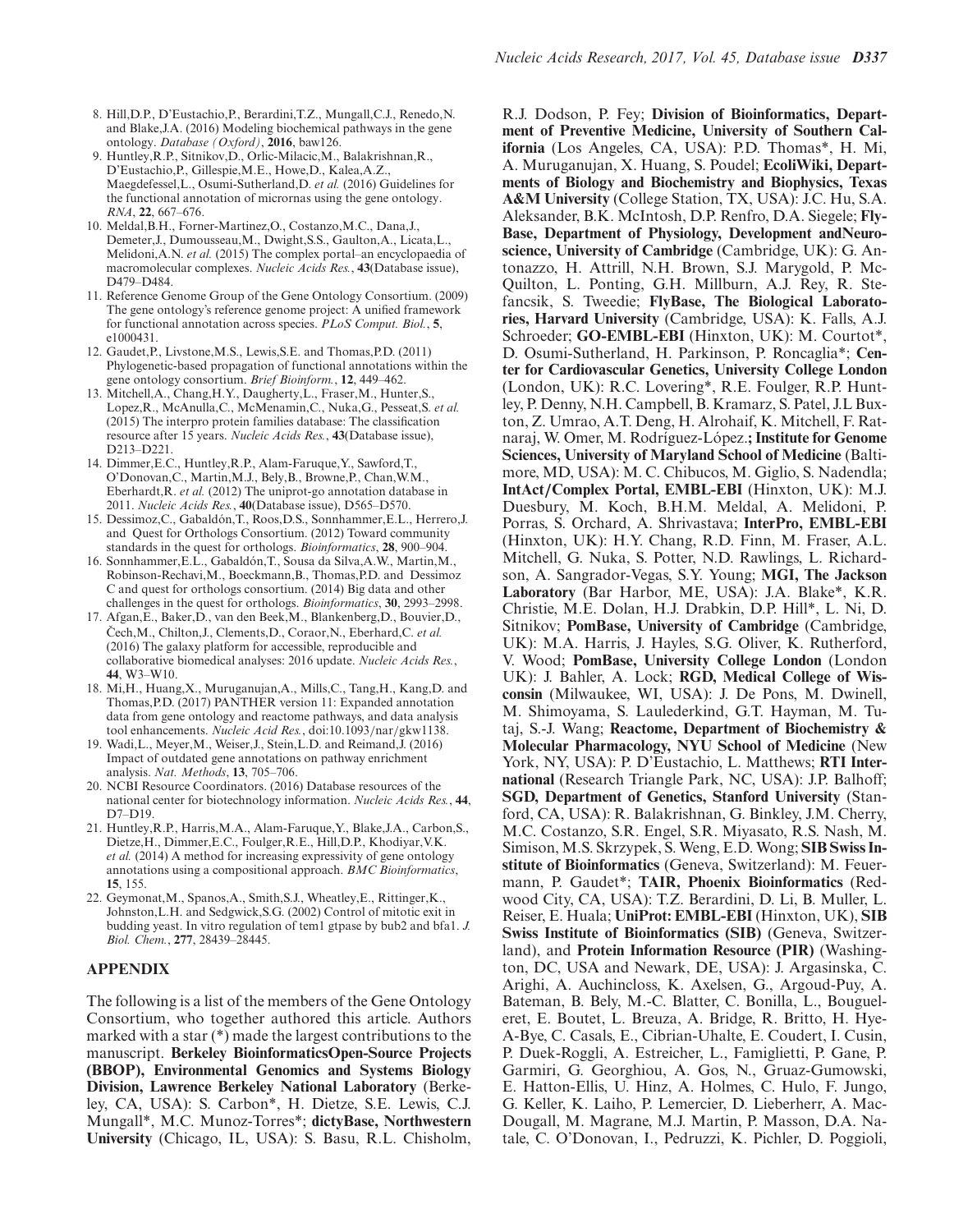8. Hill,D.P., D'Eustachio,P., Berardini,T.Z., Mungall,C.J., Renedo,N. and Blake,J.A. (2016) Modeling biochemical pathways in the gene ontology. *Database (Oxford)*, **2016**, baw126.
9. Huntley,R.P., Sitnikov,D., Orlic-Milacic,M., Balakrishnan,R., D'Eustachio,P., Gillespie,M.E., Howe,D., Kalea,A.Z., Maegdefessel,L., Osumi-Sutherland,D. *et al.* (2016) Guidelines for the functional annotation of micrornas using the gene ontology. *RNA*, **22**, 667–676.
10. Meldal,B.H., Forner-Martinez,O., Costanzo,M.C., Dana,J., Demeter,J., Dumousseau,M., Dwight,S.S., Gaulton,A., Licata,L., Melidoni,A.N. *et al.* (2015) The complex portal–an encyclopaedia of macromolecular complexes. *Nucleic Acids Res.*, **43**(Database issue), D479–D484.
11. Reference Genome Group of the Gene Ontology Consortium. (2009) The gene ontology's reference genome project: A unified framework for functional annotation across species. *PLoS Comput. Biol.*, **5**, e1000431.
12. Gaudet,P., Livstone,M.S., Lewis,S.E. and Thomas,P.D. (2011) Phylogenetic-based propagation of functional annotations within the gene ontology consortium. *Brief Bioinform.*, **12**, 449–462.
13. Mitchell,A., Chang,H.Y., Daugherty,L., Fraser,M., Hunter,S., Lopez,R., McAnulla,C., McMenamin,C., Nuka,G., Pesseat,S. *et al.* (2015) The interpro protein families database: The classification resource after 15 years. *Nucleic Acids Res.*, **43**(Database issue), D213–D221.
14. Dimmer,E.C., Huntley,R.P., Alam-Faruque,Y., Sawford,T., O'Donovan,C., Martin,M.J., Bely,B., Browne,P., Chan,W.M., Eberhardt,R. *et al.* (2012) The uniprot-go annotation database in 2011. *Nucleic Acids Res.*, **40**(Database issue), D565–D570.
15. Dessimoz,C., Gabaldón,T., Roos,D.S., Sonnhammer,E.L., Herrero,J. and Quest for Orthologs Consortium. (2012) Toward community standards in the quest for orthologs. *Bioinformatics*, **28**, 900–904.
16. Sonnhammer,E.L., Gabaldón,T., Sousa da Silva,A.W., Martin,M., Robinson-Rechavi,M., Boeckmann,B., Thomas,P.D. and Dessimoz C and quest for orthologs consortium. (2014) Big data and other challenges in the quest for orthologs. *Bioinformatics*, **30**, 2993–2998.
17. Afgan,E., Baker,D., van den Beek,M., Blankenberg,D., Bouvier,D., Čech,M., Chilton,J., Clements,D., Coraor,N., Eberhard,C. *et al.* (2016) The galaxy platform for accessible, reproducible and collaborative biomedical analyses: 2016 update. *Nucleic Acids Res.*, **44**, W3–W10.
18. Mi,H., Huang,X., Muruganujan,A., Mills,C., Tang,H., Kang,D. and Thomas,P.D. (2017) PANTHER version 11: Expanded annotation data from gene ontology and reactome pathways, and data analysis tool enhancements. *Nucleic Acid Res.*, doi:10.1093/nar/gkw1138.
19. Wadi,L., Meyer,M., Weiser,J., Stein,L.D. and Reimand,J. (2016) Impact of outdated gene annotations on pathway enrichment analysis. *Nat. Methods*, **13**, 705–706.
20. NCBI Resource Coordinators. (2016) Database resources of the national center for biotechnology information. *Nucleic Acids Res.*, **44**, D7–D19.
21. Huntley,R.P., Harris,M.A., Alam-Faruque,Y., Blake,J.A., Carbon,S., Dietze,H., Dimmer,E.C., Foulger,R.E., Hill,D.P., Khodiyar,V.K. *et al.* (2014) A method for increasing expressivity of gene ontology annotations using a compositional approach. *BMC Bioinformatics*, **15**, 155.
22. Geymonat,M., Spanos,A., Smith,S.J., Wheatley,E., Rittinger,K., Johnston,L.H. and Sedgwick,S.G. (2002) Control of mitotic exit in budding yeast. In vitro regulation of tem1 gtpase by bub2 and bfa1. *J. Biol. Chem.*, **277**, 28439–28445.

## APPENDIX

The following is a list of the members of the Gene Ontology Consortium, who together authored this article. Authors marked with a star (*) made the largest contributions to the manuscript. **Berkeley BioinformaticsOpen-Source Projects (BBOP), Environmental Genomics and Systems Biology Division, Lawrence Berkeley National Laboratory** (Berkeley, CA, USA): S. Carbon*, H. Dietze, S.E. Lewis, C.J. Mungall*, M.C. Munoz-Torres*; **dictyBase, Northwestern University** (Chicago, IL, USA): S. Basu, R.L. Chisholm, R.J. Dodson, P. Fey; **Division of Bioinformatics, Department of Preventive Medicine, University of Southern California** (Los Angeles, CA, USA): P.D. Thomas*, H. Mi, A. Muruganujan, X. Huang, S. Poudel; **EcoliWiki, Departments of Biology and Biochemistry and Biophysics, Texas A&M University** (College Station, TX, USA): J.C. Hu, S.A. Aleksander, B.K. McIntosh, D.P. Renfro, D.A. Siegele; **FlyBase, Department of Physiology, Development andNeuroscience, University of Cambridge** (Cambridge, UK): G. Antonazzo, H. Attrill, N.H. Brown, S.J. Marygold, P. McQuilton, L. Ponting, G.H. Millburn, A.J. Rey, R. Stefancsik, S. Tweedie; **FlyBase, The Biological Laboratories, Harvard University** (Cambridge, USA): K. Falls, A.J. Schroeder; **GO-EMBL-EBI** (Hinxton, UK): M. Courtot*, D. Osumi-Sutherland, H. Parkinson, P. Roncaglia*; **Center for Cardiovascular Genetics, University College London** (London, UK): R.C. Lovering*, R.E. Foulger, R.P. Huntley, P. Denny, N.H. Campbell, B. Kramarz, S. Patel, J.L Buxton, Z. Umrao, A.T. Deng, H. Alrohaif, K. Mitchell, F. Ratnaraj, W. Omer, M. Rodríguez-López.**; Institute for Genome Sciences, University of Maryland School of Medicine** (Baltimore, MD, USA): M. C. Chibucos, M. Giglio, S. Nadendla; **IntAct/Complex Portal, EMBL-EBI** (Hinxton, UK): M.J. Duesbury, M. Koch, B.H.M. Meldal, A. Melidoni, P. Porras, S. Orchard, A. Shrivastava; **InterPro, EMBL-EBI** (Hinxton, UK): H.Y. Chang, R.D. Finn, M. Fraser, A.L. Mitchell, G. Nuka, S. Potter, N.D. Rawlings, L. Richardson, A. Sangrador-Vegas, S.Y. Young; **MGI, The Jackson Laboratory** (Bar Harbor, ME, USA): J.A. Blake*, K.R. Christie, M.E. Dolan, H.J. Drabkin, D.P. Hill*, L. Ni, D. Sitnikov; **PomBase, University of Cambridge** (Cambridge, UK): M.A. Harris, J. Hayles, S.G. Oliver, K. Rutherford, V. Wood; **PomBase, University College London** (London UK): J. Bahler, A. Lock; **RGD, Medical College of Wisconsin** (Milwaukee, WI, USA): J. De Pons, M. Dwinell, M. Shimoyama, S. Laulederkind, G.T. Hayman, M. Tutaj, S.-J. Wang; **Reactome, Department of Biochemistry & Molecular Pharmacology, NYU School of Medicine** (New York, NY, USA): P. D'Eustachio, L. Matthews; **RTI International** (Research Triangle Park, NC, USA): J.P. Balhoff; **SGD, Department of Genetics, Stanford University** (Stanford, CA, USA): R. Balakrishnan, G. Binkley, J.M. Cherry, M.C. Costanzo, S.R. Engel, S.R. Miyasato, R.S. Nash, M. Simison, M.S. Skrzypek, S. Weng, E.D. Wong; **SIB Swiss Institute of Bioinformatics** (Geneva, Switzerland): M. Feuermann, P. Gaudet*; **TAIR, Phoenix Bioinformatics** (Redwood City, CA, USA): T.Z. Berardini, D. Li, B. Muller, L. Reiser, E. Huala; **UniProt: EMBL-EBI** (Hinxton, UK), **SIB Swiss Institute of Bioinformatics (SIB)** (Geneva, Switzerland), and **Protein Information Resource (PIR)** (Washington, DC, USA and Newark, DE, USA): J. Argasinska, C. Arighi, A. Auchincloss, K. Axelsen, G., Argoud-Puy, A. Bateman, B. Bely, M.-C. Blatter, C. Bonilla, L., Bougueleret, E. Boutet, L. Breuza, A. Bridge, R. Britto, H. Hye-A-Bye, C. Casals, E., Cibrian-Uhalte, E. Coudert, I. Cusin, P. Duek-Roggli, A. Estreicher, L., Famiglietti, P. Gane, P. Garmiri, G. Georghiou, A. Gos, N., Gruaz-Gumowski, E. Hatton-Ellis, U. Hinz, A. Holmes, C. Hulo, F. Jungo, G. Keller, K. Laiho, P. Lemercier, D. Lieberherr, A. MacDougall, M. Magrane, M.J. Martin, P. Masson, D.A. Natale, C. O'Donovan, I., Pedruzzi, K. Pichler, D. Poggioli,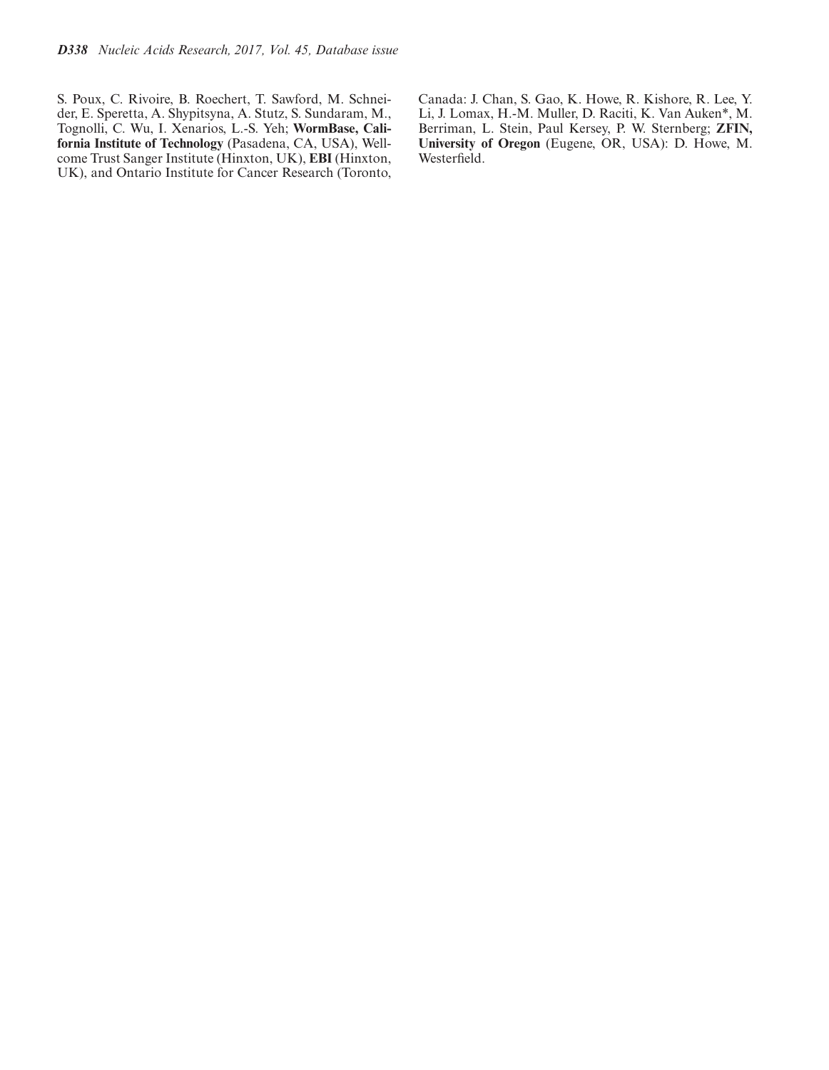S. Poux, C. Rivoire, B. Roechert, T. Sawford, M. Schneider, E. Speretta, A. Shypitsyna, A. Stutz, S. Sundaram, M., Tognolli, C. Wu, I. Xenarios, L.-S. Yeh; **WormBase, California Institute of Technology** (Pasadena, CA, USA), Wellcome Trust Sanger Institute (Hinxton, UK), **EBI** (Hinxton, UK), and Ontario Institute for Cancer Research (Toronto, Canada: J. Chan, S. Gao, K. Howe, R. Kishore, R. Lee, Y. Li, J. Lomax, H.-M. Muller, D. Raciti, K. Van Auken*, M. Berriman, L. Stein, Paul Kersey, P. W. Sternberg; **ZFIN, University of Oregon** (Eugene, OR, USA): D. Howe, M. Westerfield.